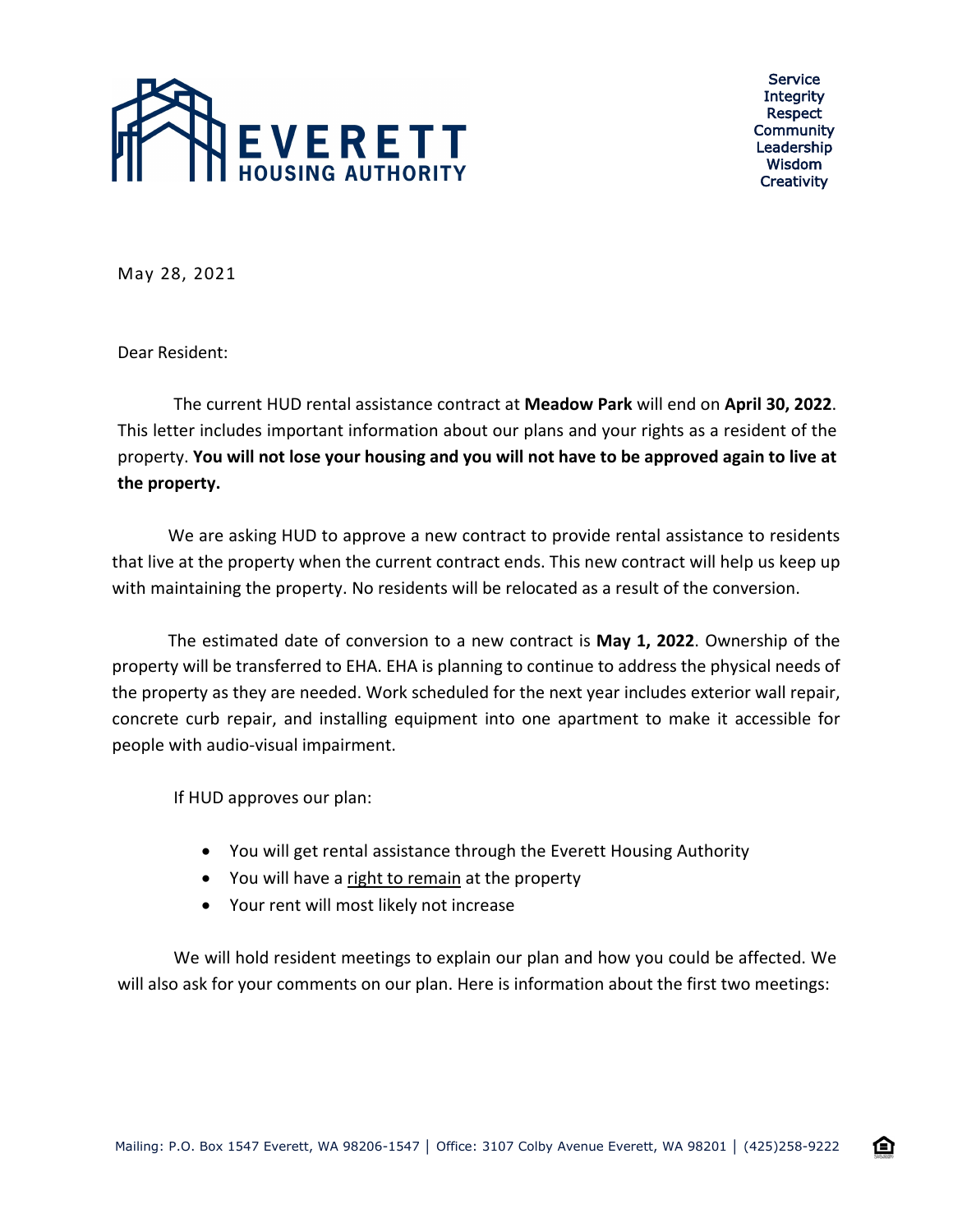**EVERETT HOUSING AUTHORITY**

Service
Integrity
Respect
Community
Leadership
Wisdom
Creativity

May 28, 2021

Dear Resident:

The current HUD rental assistance contract at **Meadow Park** will end on **April 30, 2022**. This letter includes important information about our plans and your rights as a resident of the property. **You will not lose your housing and you will not have to be approved again to live at the property.**

We are asking HUD to approve a new contract to provide rental assistance to residents that live at the property when the current contract ends. This new contract will help us keep up with maintaining the property. No residents will be relocated as a result of the conversion.

The estimated date of conversion to a new contract is **May 1, 2022**. Ownership of the property will be transferred to EHA. EHA is planning to continue to address the physical needs of the property as they are needed. Work scheduled for the next year includes exterior wall repair, concrete curb repair, and installing equipment into one apartment to make it accessible for people with audio-visual impairment.

If HUD approves our plan:

- You will get rental assistance through the Everett Housing Authority
- You will have a right to remain at the property
- Your rent will most likely not increase

We will hold resident meetings to explain our plan and how you could be affected. We will also ask for your comments on our plan. Here is information about the first two meetings:

Mailing: P.O. Box 1547 Everett, WA 98206-1547 | Office: 3107 Colby Avenue Everett, WA 98201 | (425)258-9222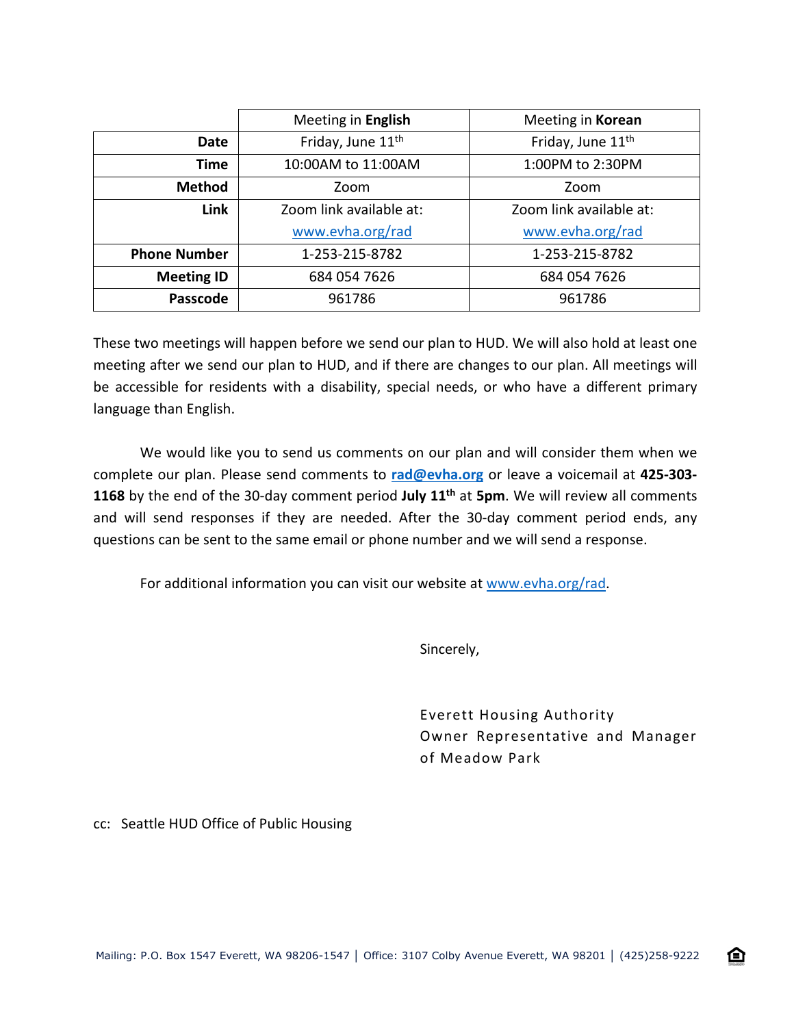| | Meeting in **English** | Meeting in **Korean** |
|---|---|---|
| **Date** | Friday, June 11th | Friday, June 11th |
| **Time** | 10:00AM to 11:00AM | 1:00PM to 2:30PM |
| **Method** | Zoom | Zoom |
| **Link** | Zoom link available at: www.evha.org/rad | Zoom link available at: www.evha.org/rad |
| **Phone Number** | 1-253-215-8782 | 1-253-215-8782 |
| **Meeting ID** | 684 054 7626 | 684 054 7626 |
| **Passcode** | 961786 | 961786 |

These two meetings will happen before we send our plan to HUD. We will also hold at least one meeting after we send our plan to HUD, and if there are changes to our plan. All meetings will be accessible for residents with a disability, special needs, or who have a different primary language than English.

We would like you to send us comments on our plan and will consider them when we complete our plan. Please send comments to **rad@evha.org** or leave a voicemail at **425-303-1168** by the end of the 30-day comment period **July 11th** at **5pm**. We will review all comments and will send responses if they are needed. After the 30-day comment period ends, any questions can be sent to the same email or phone number and we will send a response.

For additional information you can visit our website at www.evha.org/rad.

Sincerely,

Everett Housing Authority
Owner Representative and Manager of Meadow Park

cc: Seattle HUD Office of Public Housing

Mailing: P.O. Box 1547 Everett, WA 98206-1547 | Office: 3107 Colby Avenue Everett, WA 98201 | (425)258-9222